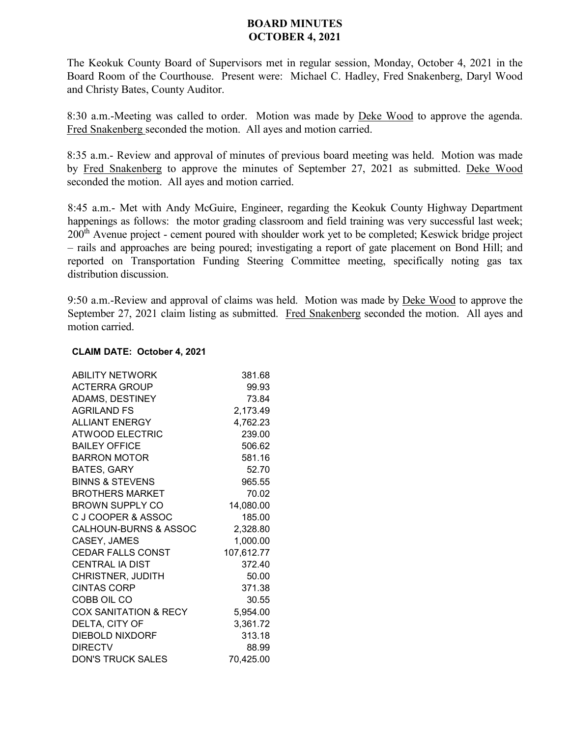# BOARD MINUTES
## OCTOBER 4, 2021

The Keokuk County Board of Supervisors met in regular session, Monday, October 4, 2021 in the Board Room of the Courthouse. Present were: Michael C. Hadley, Fred Snakenberg, Daryl Wood and Christy Bates, County Auditor.

8:30 a.m.-Meeting was called to order. Motion was made by Deke Wood to approve the agenda. Fred Snakenberg seconded the motion. All ayes and motion carried.

8:35 a.m.- Review and approval of minutes of previous board meeting was held. Motion was made by Fred Snakenberg to approve the minutes of September 27, 2021 as submitted. Deke Wood seconded the motion. All ayes and motion carried.

8:45 a.m.- Met with Andy McGuire, Engineer, regarding the Keokuk County Highway Department happenings as follows: the motor grading classroom and field training was very successful last week; 200th Avenue project - cement poured with shoulder work yet to be completed; Keswick bridge project – rails and approaches are being poured; investigating a report of gate placement on Bond Hill; and reported on Transportation Funding Steering Committee meeting, specifically noting gas tax distribution discussion.

9:50 a.m.-Review and approval of claims was held. Motion was made by Deke Wood to approve the September 27, 2021 claim listing as submitted. Fred Snakenberg seconded the motion. All ayes and motion carried.

**CLAIM DATE: October 4, 2021**

| | |
|---|---:|
| ABILITY NETWORK | 381.68 |
| ACTERRA GROUP | 99.93 |
| ADAMS, DESTINEY | 73.84 |
| AGRILAND FS | 2,173.49 |
| ALLIANT ENERGY | 4,762.23 |
| ATWOOD ELECTRIC | 239.00 |
| BAILEY OFFICE | 506.62 |
| BARRON MOTOR | 581.16 |
| BATES, GARY | 52.70 |
| BINNS & STEVENS | 965.55 |
| BROTHERS MARKET | 70.02 |
| BROWN SUPPLY CO | 14,080.00 |
| C J COOPER & ASSOC | 185.00 |
| CALHOUN-BURNS & ASSOC | 2,328.80 |
| CASEY, JAMES | 1,000.00 |
| CEDAR FALLS CONST | 107,612.77 |
| CENTRAL IA DIST | 372.40 |
| CHRISTNER, JUDITH | 50.00 |
| CINTAS CORP | 371.38 |
| COBB OIL CO | 30.55 |
| COX SANITATION & RECY | 5,954.00 |
| DELTA, CITY OF | 3,361.72 |
| DIEBOLD NIXDORF | 313.18 |
| DIRECTV | 88.99 |
| DON'S TRUCK SALES | 70,425.00 |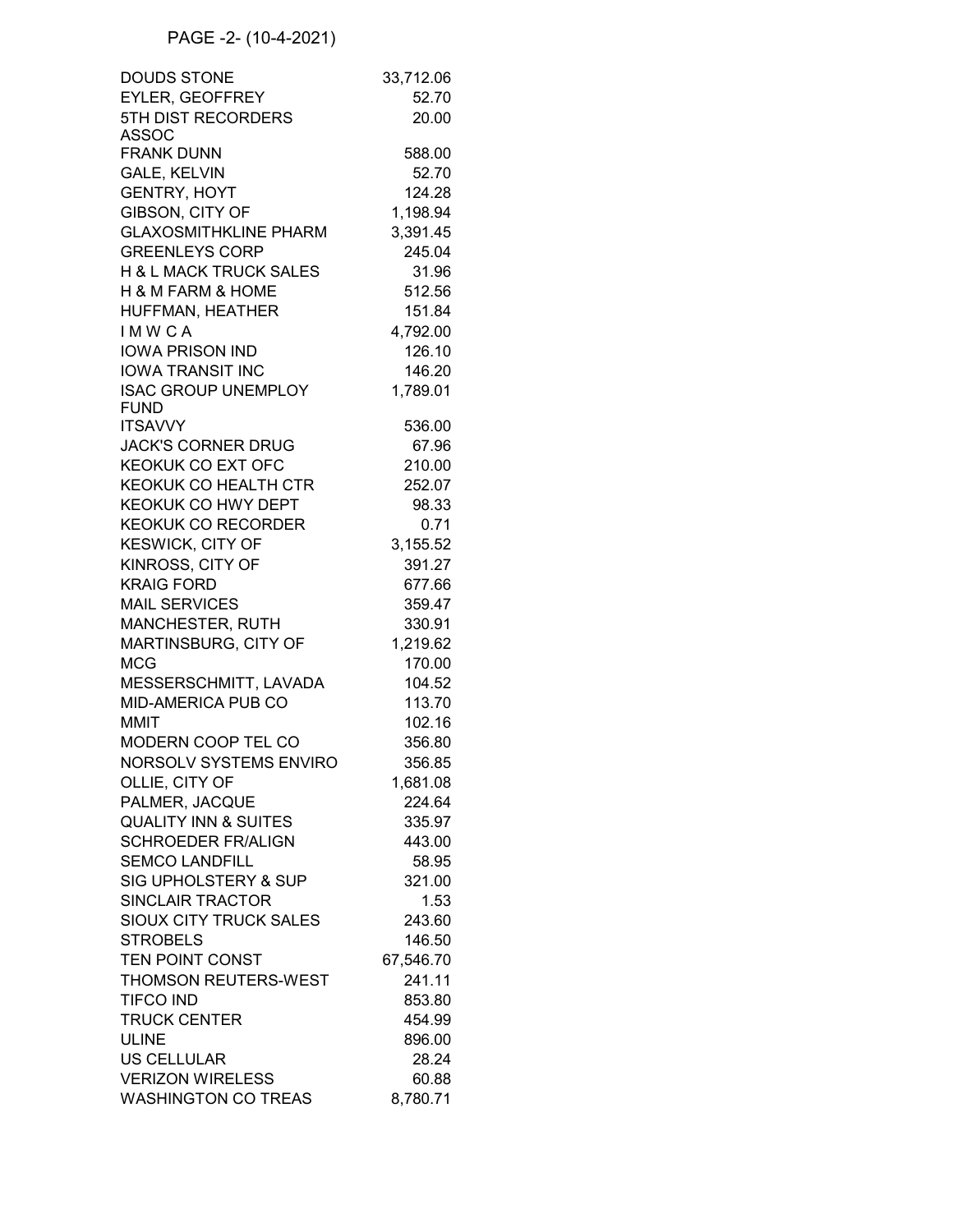PAGE -2- (10-4-2021)

| | |
|---|---|
| DOUDS STONE | 33,712.06 |
| EYLER, GEOFFREY | 52.70 |
| 5TH DIST RECORDERS ASSOC | 20.00 |
| FRANK DUNN | 588.00 |
| GALE, KELVIN | 52.70 |
| GENTRY, HOYT | 124.28 |
| GIBSON, CITY OF | 1,198.94 |
| GLAXOSMITHKLINE PHARM | 3,391.45 |
| GREENLEYS CORP | 245.04 |
| H & L MACK TRUCK SALES | 31.96 |
| H & M FARM & HOME | 512.56 |
| HUFFMAN, HEATHER | 151.84 |
| I M W C A | 4,792.00 |
| IOWA PRISON IND | 126.10 |
| IOWA TRANSIT INC | 146.20 |
| ISAC GROUP UNEMPLOY FUND | 1,789.01 |
| ITSAVVY | 536.00 |
| JACK'S CORNER DRUG | 67.96 |
| KEOKUK CO EXT OFC | 210.00 |
| KEOKUK CO HEALTH CTR | 252.07 |
| KEOKUK CO HWY DEPT | 98.33 |
| KEOKUK CO RECORDER | 0.71 |
| KESWICK, CITY OF | 3,155.52 |
| KINROSS, CITY OF | 391.27 |
| KRAIG FORD | 677.66 |
| MAIL SERVICES | 359.47 |
| MANCHESTER, RUTH | 330.91 |
| MARTINSBURG, CITY OF | 1,219.62 |
| MCG | 170.00 |
| MESSERSCHMITT, LAVADA | 104.52 |
| MID-AMERICA PUB CO | 113.70 |
| MMIT | 102.16 |
| MODERN COOP TEL CO | 356.80 |
| NORSOLV SYSTEMS ENVIRO | 356.85 |
| OLLIE, CITY OF | 1,681.08 |
| PALMER, JACQUE | 224.64 |
| QUALITY INN & SUITES | 335.97 |
| SCHROEDER FR/ALIGN | 443.00 |
| SEMCO LANDFILL | 58.95 |
| SIG UPHOLSTERY & SUP | 321.00 |
| SINCLAIR TRACTOR | 1.53 |
| SIOUX CITY TRUCK SALES | 243.60 |
| STROBELS | 146.50 |
| TEN POINT CONST | 67,546.70 |
| THOMSON REUTERS-WEST | 241.11 |
| TIFCO IND | 853.80 |
| TRUCK CENTER | 454.99 |
| ULINE | 896.00 |
| US CELLULAR | 28.24 |
| VERIZON WIRELESS | 60.88 |
| WASHINGTON CO TREAS | 8,780.71 |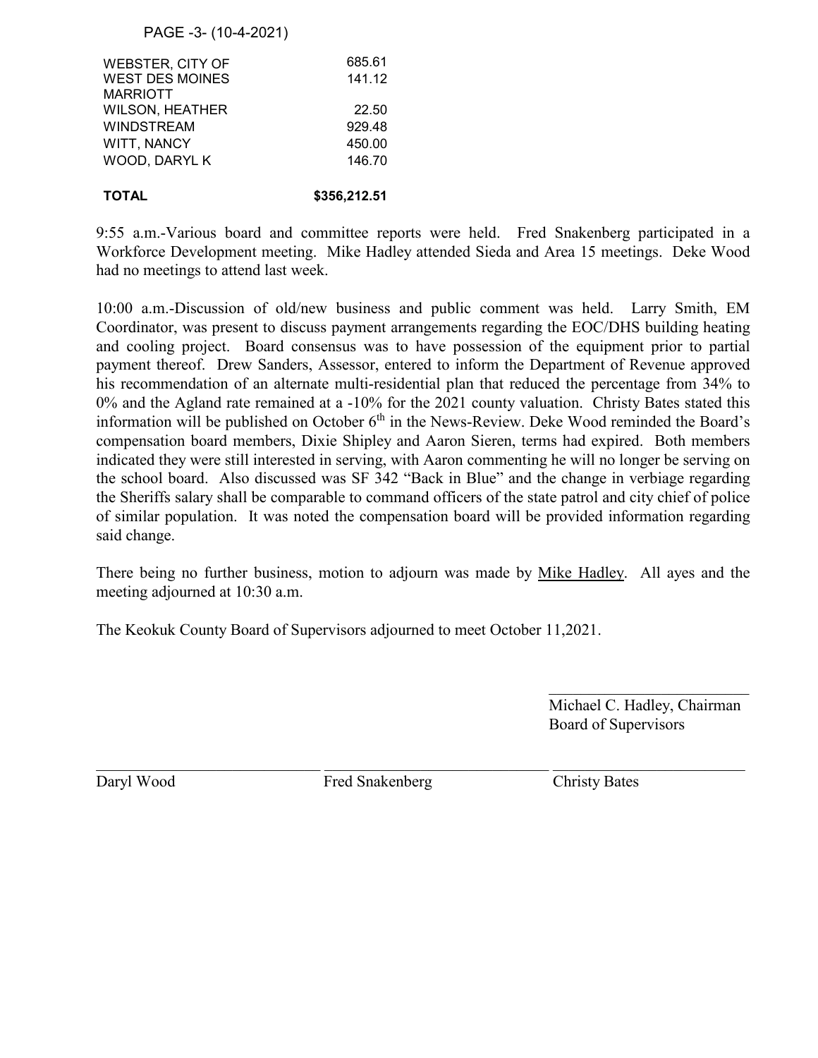| | |
|---|---|
| WEBSTER, CITY OF | 685.61 |
| WEST DES MOINES MARRIOTT | 141.12 |
| WILSON, HEATHER | 22.50 |
| WINDSTREAM | 929.48 |
| WITT, NANCY | 450.00 |
| WOOD, DARYL K | 146.70 |
| **TOTAL** | **$356,212.51** |

9:55 a.m.-Various board and committee reports were held. Fred Snakenberg participated in a Workforce Development meeting. Mike Hadley attended Sieda and Area 15 meetings. Deke Wood had no meetings to attend last week.

10:00 a.m.-Discussion of old/new business and public comment was held. Larry Smith, EM Coordinator, was present to discuss payment arrangements regarding the EOC/DHS building heating and cooling project. Board consensus was to have possession of the equipment prior to partial payment thereof. Drew Sanders, Assessor, entered to inform the Department of Revenue approved his recommendation of an alternate multi-residential plan that reduced the percentage from 34% to 0% and the Agland rate remained at a -10% for the 2021 county valuation. Christy Bates stated this information will be published on October 6th in the News-Review. Deke Wood reminded the Board's compensation board members, Dixie Shipley and Aaron Sieren, terms had expired. Both members indicated they were still interested in serving, with Aaron commenting he will no longer be serving on the school board. Also discussed was SF 342 "Back in Blue" and the change in verbiage regarding the Sheriffs salary shall be comparable to command officers of the state patrol and city chief of police of similar population. It was noted the compensation board will be provided information regarding said change.

There being no further business, motion to adjourn was made by Mike Hadley. All ayes and the meeting adjourned at 10:30 a.m.

The Keokuk County Board of Supervisors adjourned to meet October 11,2021.

\_\_\_\_\_\_\_\_\_\_\_\_\_\_\_\_\_\_\_\_\_\_\_\_\_\_
Michael C. Hadley, Chairman
Board of Supervisors

\_\_\_\_\_\_\_\_\_\_\_\_\_\_\_\_\_\_\_\_\_\_\_\_ \_\_\_\_\_\_\_\_\_\_\_\_\_\_\_\_\_\_\_\_\_\_\_\_ \_\_\_\_\_\_\_\_\_\_\_\_\_\_\_\_\_\_\_\_\_\_\_\_
Daryl Wood Fred Snakenberg Christy Bates